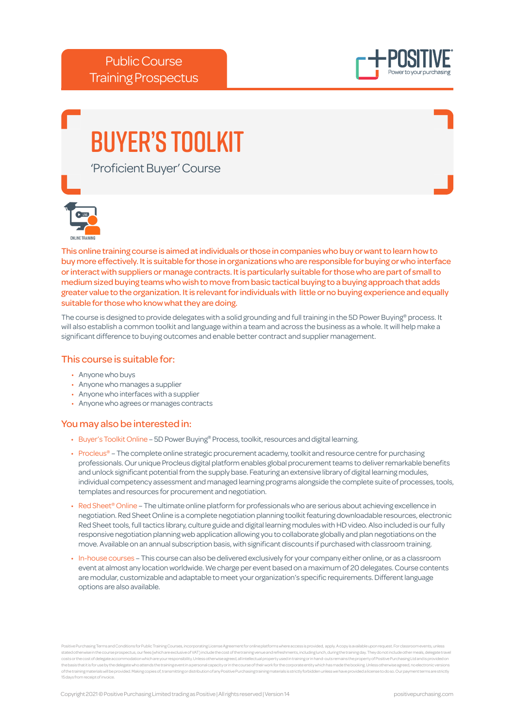Public Course Training Prospectus

# BUYER'S TOOLKIT

'Proficient Buyer' Course

ONLINE TRAINING

**This online training course is aimed at individuals or those in companies who buy or want to learn how to buy more effectively. It is suitable for those in organizations who are responsible for buying or who interface or interact with suppliers or manage contracts. It is particularly suitable for those who are part of small to medium sized buying teams who wish to move from basic tactical buying to a buying approach that adds greater value to the organization. It is relevant for individuals with little or no buying experience and equally suitable for those who know what they are doing.**

The course is designed to provide delegates with a solid grounding and full training in the 5D Power Buying® process. It will also establish a common toolkit and language within a team and across the business as a whole. It will help make a significant difference to buying outcomes and enable better contract and supplier management.

## This course is suitable for:

- Anyone who buys
- Anyone who manages a supplier
- Anyone who interfaces with a supplier
- Anyone who agrees or manages contracts

## You may also be interested in:

- Buyer's Toolkit Online – 5D Power Buying® Process, toolkit, resources and digital learning.
- Procleus® – The complete online strategic procurement academy, toolkit and resource centre for purchasing professionals. Our unique Procleus digital platform enables global procurement teams to deliver remarkable benefits and unlock significant potential from the supply base. Featuring an extensive library of digital learning modules, individual competency assessment and managed learning programs alongside the complete suite of processes, tools, templates and resources for procurement and negotiation.
- Red Sheet® Online – The ultimate online platform for professionals who are serious about achieving excellence in negotiation. Red Sheet Online is a complete negotiation planning toolkit featuring downloadable resources, electronic Red Sheet tools, full tactics library, culture guide and digital learning modules with HD video. Also included is our fully responsive negotiation planning web application allowing you to collaborate globally and plan negotiations on the move. Available on an annual subscription basis, with significant discounts if purchased with classroom training.
- In-house courses – This course can also be delivered exclusively for your company either online, or as a classroom event at almost any location worldwide. We charge per event based on a maximum of 20 delegates. Course contents are modular, customizable and adaptable to meet your organization's specific requirements. Different language options are also available.

Positive Purchasing Terms and Conditions for Public Training Courses, incorporating License Agreement for online platforms where access is provided, apply. A copy is available upon request. For classroom events, unless stated otherwise in the course prospectus, our fees (which are exclusive of VAT) include the cost of the training venue and refreshments, including lunch, during the training day. They do not include other meals, delegate travel costs or the cost of delegate accommodation which are your responsibility. Unless otherwise agreed, all intellectual property used in training or in hand-outs remains the property of Positive Purchasing Ltd and is provided on the basis that it is for use by the delegate who attends the training event in a personal capacity or in the course of their work for the corporate entity which has made the booking. Unless otherwise agreed, no electronic versions of the training materials will be provided. Making copies of, transmitting or distribution of any Positive Purchasing training materials is strictly forbidden unless we have provided a license to do so. Our payment terms are strictly 15 days from receipt of invoice.

Copyright 2021 © Positive Purchasing Limited trading as Positive | All rights reserved | Version 14

positivepurchasing.com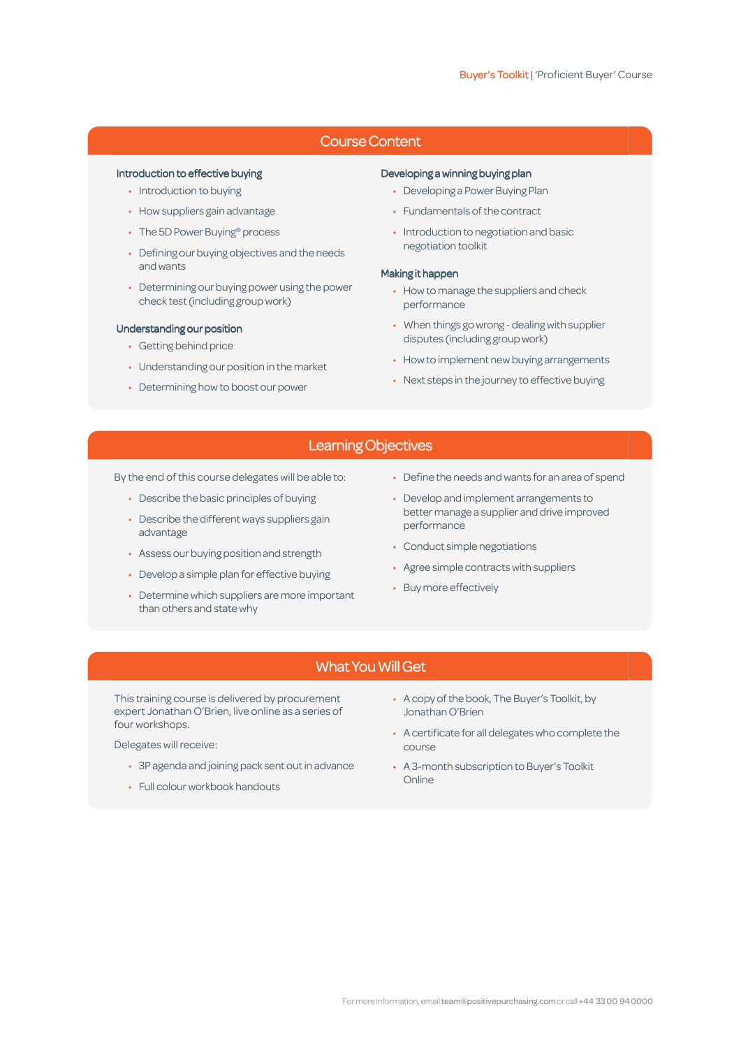## Course Content

### Introduction to effective buying

- Introduction to buying
- How suppliers gain advantage
- The 5D Power Buying® process
- Defining our buying objectives and the needs and wants
- Determining our buying power using the power check test (including group work)

### Understanding our position

- Getting behind price
- Understanding our position in the market
- Determining how to boost our power

### Developing a winning buying plan

- Developing a Power Buying Plan
- Fundamentals of the contract
- Introduction to negotiation and basic negotiation toolkit

### Making it happen

- How to manage the suppliers and check performance
- When things go wrong - dealing with supplier disputes (including group work)
- How to implement new buying arrangements
- Next steps in the journey to effective buying

## Learning Objectives

By the end of this course delegates will be able to:

- Describe the basic principles of buying
- Describe the different ways suppliers gain advantage
- Assess our buying position and strength
- Develop a simple plan for effective buying
- Determine which suppliers are more important than others and state why
- Define the needs and wants for an area of spend
- Develop and implement arrangements to better manage a supplier and drive improved performance
- Conduct simple negotiations
- Agree simple contracts with suppliers
- Buy more effectively

## What You Will Get

This training course is delivered by procurement expert Jonathan O'Brien, live online as a series of four workshops.

Delegates will receive:

- 3P agenda and joining pack sent out in advance
- Full colour workbook handouts
- A copy of the book, The Buyer's Toolkit, by Jonathan O'Brien
- A certificate for all delegates who complete the course
- A 3-month subscription to Buyer's Toolkit Online

For more information, email team@positivepurchasing.com or call +44 33 00 94 0000